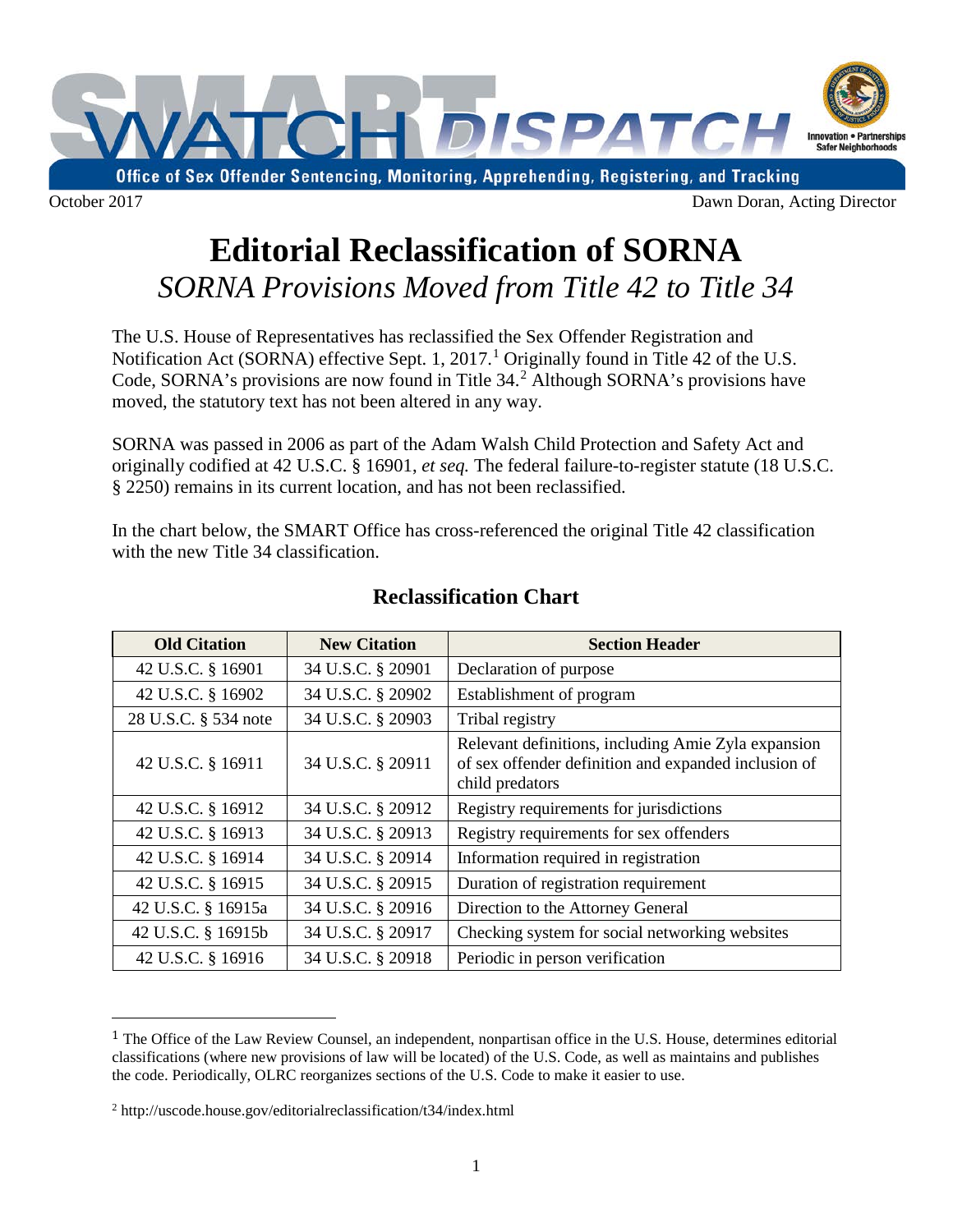# SMART WATCH DISPATCH

Office of Sex Offender Sentencing, Monitoring, Apprehending, Registering, and Tracking

Innovation • Partnerships
Safer Neighborhoods

October 2017 — Dawn Doran, Acting Director

# Editorial Reclassification of SORNA

## *SORNA Provisions Moved from Title 42 to Title 34*

The U.S. House of Representatives has reclassified the Sex Offender Registration and Notification Act (SORNA) effective Sept. 1, 2017.[1] Originally found in Title 42 of the U.S. Code, SORNA's provisions are now found in Title 34.[2] Although SORNA's provisions have moved, the statutory text has not been altered in any way.

SORNA was passed in 2006 as part of the Adam Walsh Child Protection and Safety Act and originally codified at 42 U.S.C. § 16901, *et seq.* The federal failure-to-register statute (18 U.S.C. § 2250) remains in its current location, and has not been reclassified.

In the chart below, the SMART Office has cross-referenced the original Title 42 classification with the new Title 34 classification.

### Reclassification Chart

| Old Citation | New Citation | Section Header |
|---|---|---|
| 42 U.S.C. § 16901 | 34 U.S.C. § 20901 | Declaration of purpose |
| 42 U.S.C. § 16902 | 34 U.S.C. § 20902 | Establishment of program |
| 28 U.S.C. § 534 note | 34 U.S.C. § 20903 | Tribal registry |
| 42 U.S.C. § 16911 | 34 U.S.C. § 20911 | Relevant definitions, including Amie Zyla expansion of sex offender definition and expanded inclusion of child predators |
| 42 U.S.C. § 16912 | 34 U.S.C. § 20912 | Registry requirements for jurisdictions |
| 42 U.S.C. § 16913 | 34 U.S.C. § 20913 | Registry requirements for sex offenders |
| 42 U.S.C. § 16914 | 34 U.S.C. § 20914 | Information required in registration |
| 42 U.S.C. § 16915 | 34 U.S.C. § 20915 | Duration of registration requirement |
| 42 U.S.C. § 16915a | 34 U.S.C. § 20916 | Direction to the Attorney General |
| 42 U.S.C. § 16915b | 34 U.S.C. § 20917 | Checking system for social networking websites |
| 42 U.S.C. § 16916 | 34 U.S.C. § 20918 | Periodic in person verification |

---

[1] The Office of the Law Review Counsel, an independent, nonpartisan office in the U.S. House, determines editorial classifications (where new provisions of law will be located) of the U.S. Code, as well as maintains and publishes the code. Periodically, OLRC reorganizes sections of the U.S. Code to make it easier to use.

[2] http://uscode.house.gov/editorialreclassification/t34/index.html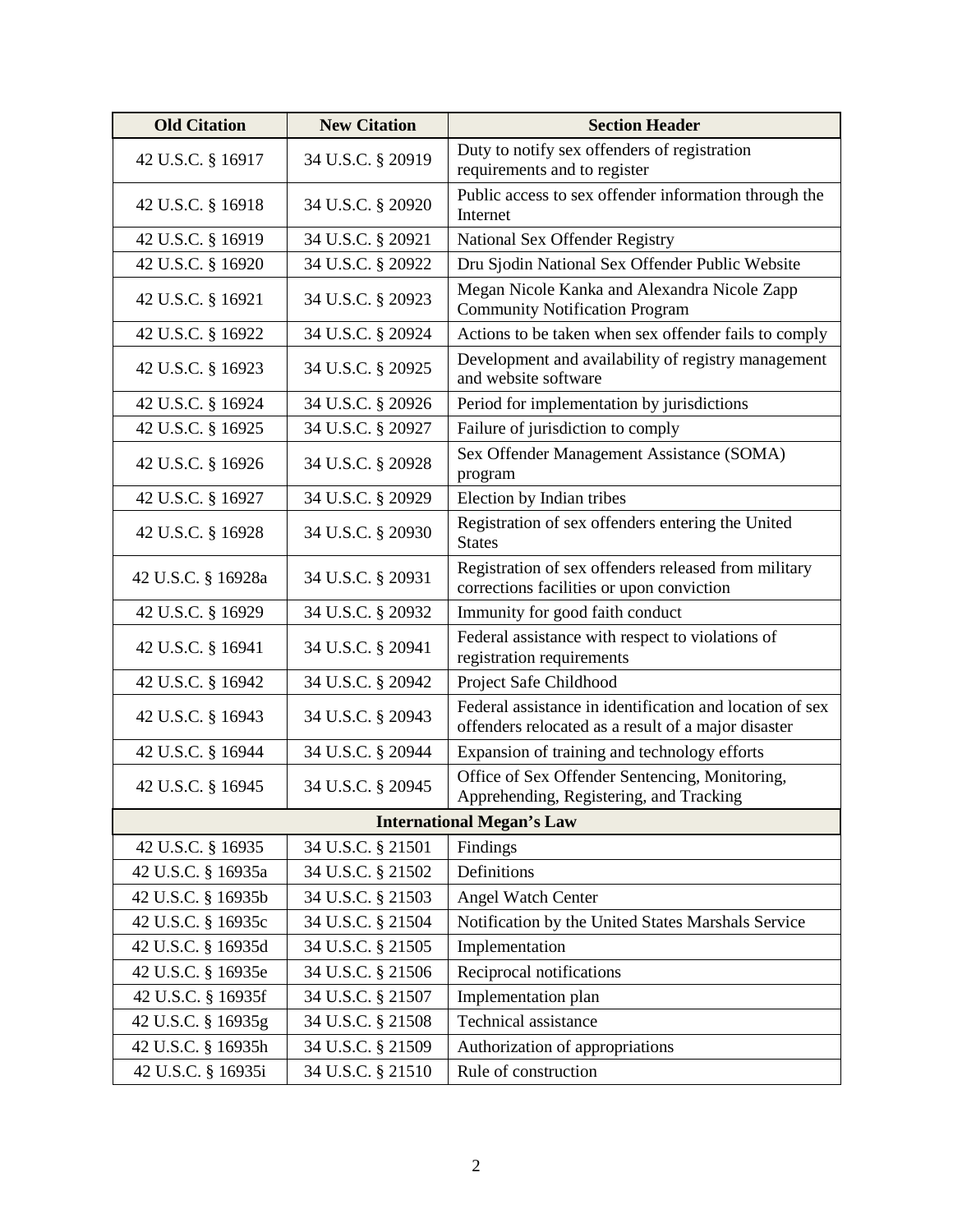| Old Citation | New Citation | Section Header |
|---|---|---|
| 42 U.S.C. § 16917 | 34 U.S.C. § 20919 | Duty to notify sex offenders of registration requirements and to register |
| 42 U.S.C. § 16918 | 34 U.S.C. § 20920 | Public access to sex offender information through the Internet |
| 42 U.S.C. § 16919 | 34 U.S.C. § 20921 | National Sex Offender Registry |
| 42 U.S.C. § 16920 | 34 U.S.C. § 20922 | Dru Sjodin National Sex Offender Public Website |
| 42 U.S.C. § 16921 | 34 U.S.C. § 20923 | Megan Nicole Kanka and Alexandra Nicole Zapp Community Notification Program |
| 42 U.S.C. § 16922 | 34 U.S.C. § 20924 | Actions to be taken when sex offender fails to comply |
| 42 U.S.C. § 16923 | 34 U.S.C. § 20925 | Development and availability of registry management and website software |
| 42 U.S.C. § 16924 | 34 U.S.C. § 20926 | Period for implementation by jurisdictions |
| 42 U.S.C. § 16925 | 34 U.S.C. § 20927 | Failure of jurisdiction to comply |
| 42 U.S.C. § 16926 | 34 U.S.C. § 20928 | Sex Offender Management Assistance (SOMA) program |
| 42 U.S.C. § 16927 | 34 U.S.C. § 20929 | Election by Indian tribes |
| 42 U.S.C. § 16928 | 34 U.S.C. § 20930 | Registration of sex offenders entering the United States |
| 42 U.S.C. § 16928a | 34 U.S.C. § 20931 | Registration of sex offenders released from military corrections facilities or upon conviction |
| 42 U.S.C. § 16929 | 34 U.S.C. § 20932 | Immunity for good faith conduct |
| 42 U.S.C. § 16941 | 34 U.S.C. § 20941 | Federal assistance with respect to violations of registration requirements |
| 42 U.S.C. § 16942 | 34 U.S.C. § 20942 | Project Safe Childhood |
| 42 U.S.C. § 16943 | 34 U.S.C. § 20943 | Federal assistance in identification and location of sex offenders relocated as a result of a major disaster |
| 42 U.S.C. § 16944 | 34 U.S.C. § 20944 | Expansion of training and technology efforts |
| 42 U.S.C. § 16945 | 34 U.S.C. § 20945 | Office of Sex Offender Sentencing, Monitoring, Apprehending, Registering, and Tracking |
| **International Megan's Law** | | |
| 42 U.S.C. § 16935 | 34 U.S.C. § 21501 | Findings |
| 42 U.S.C. § 16935a | 34 U.S.C. § 21502 | Definitions |
| 42 U.S.C. § 16935b | 34 U.S.C. § 21503 | Angel Watch Center |
| 42 U.S.C. § 16935c | 34 U.S.C. § 21504 | Notification by the United States Marshals Service |
| 42 U.S.C. § 16935d | 34 U.S.C. § 21505 | Implementation |
| 42 U.S.C. § 16935e | 34 U.S.C. § 21506 | Reciprocal notifications |
| 42 U.S.C. § 16935f | 34 U.S.C. § 21507 | Implementation plan |
| 42 U.S.C. § 16935g | 34 U.S.C. § 21508 | Technical assistance |
| 42 U.S.C. § 16935h | 34 U.S.C. § 21509 | Authorization of appropriations |
| 42 U.S.C. § 16935i | 34 U.S.C. § 21510 | Rule of construction |